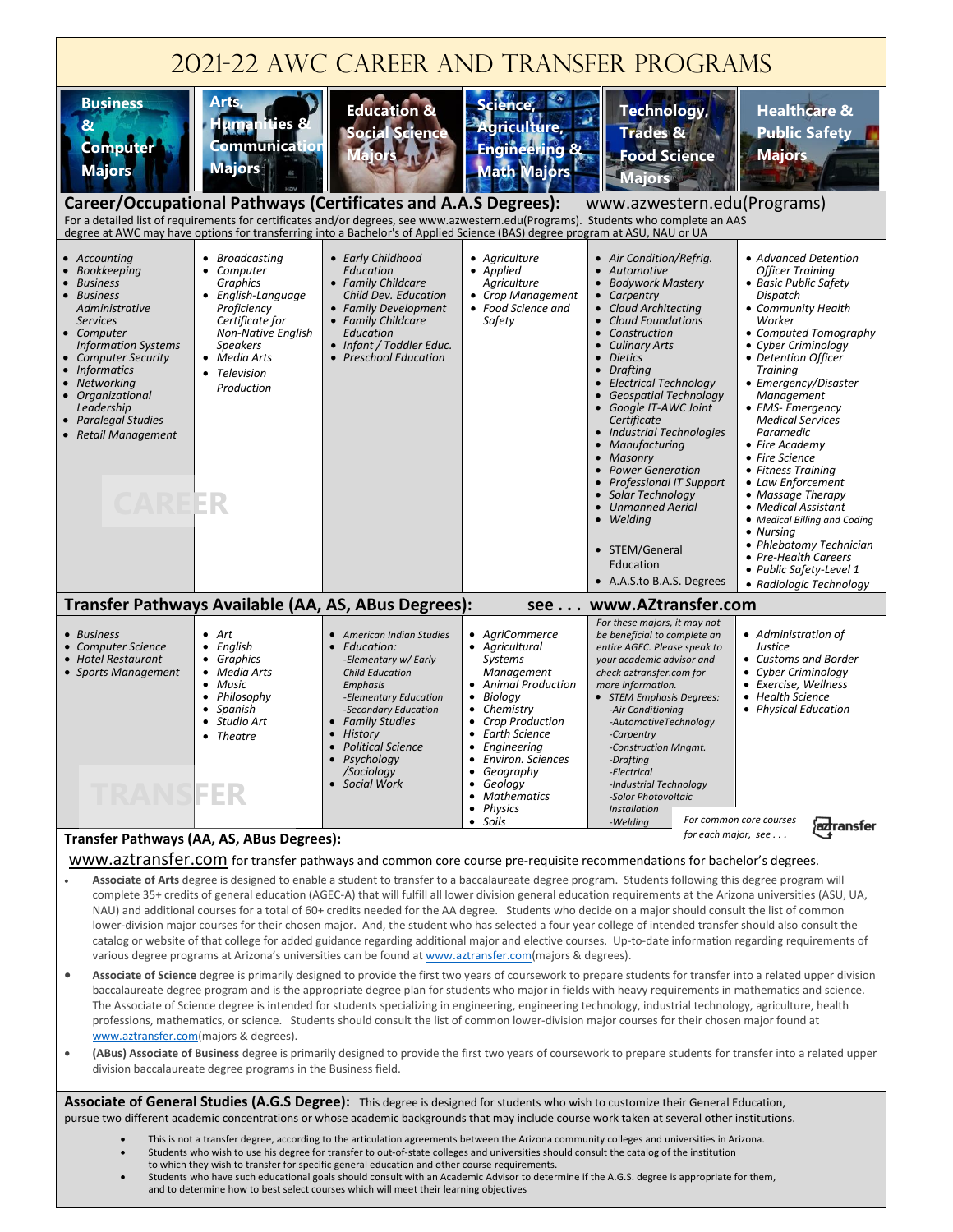# 2021-22 AWC Career and Transfer Programs

| Business & Computer Majors | Arts, Humanities & Communication Majors | Education & Social Science Majors | Science, Agriculture, Engineering & Math Majors | Technology, Trades & Food Science Majors | Healthcare & Public Safety Majors |
|---|---|---|---|---|---|

## Career/Occupational Pathways (Certificates and A.A.S Degrees): www.azwestern.edu(Programs)

For a detailed list of requirements for certificates and/or degrees, see www.azwestern.edu(Programs). Students who complete an AAS degree at AWC may have options for transferring into a Bachelor's of Applied Science (BAS) degree program at ASU, NAU or UA

**CAREER**

| Business & Computer | Arts, Humanities & Communication | Education & Social Science | Science, Agriculture, Engineering & Math | Technology, Trades & Food Science | Healthcare & Public Safety |
|---|---|---|---|---|---|
| *Accounting*<br>*Bookkeeping*<br>*Business*<br>*Business Administrative Services*<br>*Computer Information Systems*<br>*Computer Security*<br>*Informatics*<br>*Networking*<br>*Organizational Leadership*<br>*Paralegal Studies*<br>*Retail Management* | *Broadcasting*<br>*Computer Graphics*<br>*English-Language Proficiency Certificate for Non-Native English Speakers*<br>*Media Arts*<br>*Television Production* | *Early Childhood Education*<br>*Family Childcare Child Dev. Education*<br>*Family Development*<br>*Family Childcare Education*<br>*Infant / Toddler Educ.*<br>*Preschool Education* | *Agriculture*<br>*Applied Agriculture*<br>*Crop Management*<br>*Food Science and Safety* | *Air Condition/Refrig.*<br>*Automotive*<br>*Bodywork Mastery*<br>*Carpentry*<br>*Cloud Architecting*<br>*Cloud Foundations*<br>*Construction*<br>*Culinary Arts*<br>*Dietics*<br>*Drafting*<br>*Electrical Technology*<br>*Geospatial Technology*<br>*Google IT-AWC Joint Certificate*<br>*Industrial Technologies*<br>*Manufacturing*<br>*Masonry*<br>*Power Generation*<br>*Professional IT Support*<br>*Solar Technology*<br>*Unmanned Aerial*<br>*Welding*<br>STEM/General Education<br>A.A.S.to B.A.S. Degrees | *Advanced Detention Officer Training*<br>*Basic Public Safety Dispatch*<br>*Community Health Worker*<br>*Computed Tomography*<br>*Cyber Criminology*<br>*Detention Officer Training*<br>*Emergency/Disaster Management*<br>*EMS- Emergency Medical Services Paramedic*<br>*Fire Academy*<br>*Fire Science*<br>*Fitness Training*<br>*Law Enforcement*<br>*Massage Therapy*<br>*Medical Assistant*<br>*Medical Billing and Coding*<br>*Nursing*<br>*Phlebotomy Technician*<br>*Pre-Health Careers*<br>*Public Safety-Level 1*<br>*Radiologic Technology* |

## Transfer Pathways Available (AA, AS, ABus Degrees): see . . . www.AZtransfer.com

**TRANSFER**

| Business & Computer | Arts, Humanities & Communication | Education & Social Science | Science, Agriculture, Engineering & Math | Technology, Trades & Food Science | Healthcare & Public Safety |
|---|---|---|---|---|---|
| *Business*<br>*Computer Science*<br>*Hotel Restaurant*<br>*Sports Management* | *Art*<br>*English*<br>*Graphics*<br>*Media Arts*<br>*Music*<br>*Philosophy*<br>*Spanish*<br>*Studio Art*<br>*Theatre* | *American Indian Studies*<br>*Education:*<br>*-Elementary w/ Early Child Education Emphasis*<br>*-Elementary Education*<br>*-Secondary Education*<br>*Family Studies*<br>*History*<br>*Political Science*<br>*Psychology /Sociology*<br>*Social Work* | *AgriCommerce*<br>*Agricultural Systems Management*<br>*Animal Production*<br>*Biology*<br>*Chemistry*<br>*Crop Production*<br>*Earth Science*<br>*Engineering*<br>*Environ. Sciences*<br>*Geography*<br>*Geology*<br>*Mathematics*<br>*Physics*<br>*Soils* | *For these majors, it may not be beneficial to complete an entire AGEC. Please speak to your academic advisor and check aztransfer.com for more information.*<br>*STEM Emphasis Degrees:*<br>*-Air Conditioning*<br>*-AutomotiveTechnology*<br>*-Carpentry*<br>*-Construction Mngmt.*<br>*-Drafting*<br>*-Electrical*<br>*-Industrial Technology*<br>*-Solor Photovoltaic Installation*<br>*-Welding* | *Administration of Justice*<br>*Customs and Border*<br>*Cyber Criminology*<br>*Exercise, Wellness*<br>*Health Science*<br>*Physical Education* |

*For common core courses for each major, see . . .* aztransfer

## Transfer Pathways (AA, AS, ABus Degrees):

www.aztransfer.com for transfer pathways and common core course pre-requisite recommendations for bachelor's degrees.

- **Associate of Arts** degree is designed to enable a student to transfer to a baccalaureate degree program. Students following this degree program will complete 35+ credits of general education (AGEC-A) that will fulfill all lower division general education requirements at the Arizona universities (ASU, UA, NAU) and additional courses for a total of 60+ credits needed for the AA degree. Students who decide on a major should consult the list of common lower-division major courses for their chosen major. And, the student who has selected a four year college of intended transfer should also consult the catalog or website of that college for added guidance regarding additional major and elective courses. Up-to-date information regarding requirements of various degree programs at Arizona's universities can be found at www.aztransfer.com(majors & degrees).
- **Associate of Science** degree is primarily designed to provide the first two years of coursework to prepare students for transfer into a related upper division baccalaureate degree program and is the appropriate degree plan for students who major in fields with heavy requirements in mathematics and science. The Associate of Science degree is intended for students specializing in engineering, engineering technology, industrial technology, agriculture, health professions, mathematics, or science. Students should consult the list of common lower-division major courses for their chosen major found at www.aztransfer.com(majors & degrees).
- **(ABus) Associate of Business** degree is primarily designed to provide the first two years of coursework to prepare students for transfer into a related upper division baccalaureate degree programs in the Business field.

## Associate of General Studies (A.G.S Degree):

This degree is designed for students who wish to customize their General Education, pursue two different academic concentrations or whose academic backgrounds that may include course work taken at several other institutions.

- This is not a transfer degree, according to the articulation agreements between the Arizona community colleges and universities in Arizona.
- Students who wish to use his degree for transfer to out-of-state colleges and universities should consult the catalog of the institution to which they wish to transfer for specific general education and other course requirements.
- Students who have such educational goals should consult with an Academic Advisor to determine if the A.G.S. degree is appropriate for them, and to determine how to best select courses which will meet their learning objectives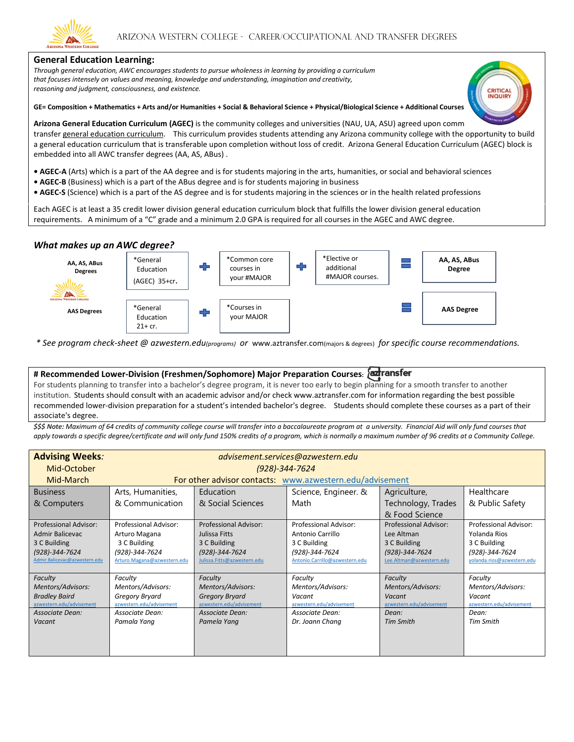## General Education Learning:

*Through general education, AWC encourages students to pursue wholeness in learning by providing a curriculum that focuses intensely on values and meaning, knowledge and understanding, imagination and creativity, reasoning and judgment, consciousness, and existence.*

**GE= Composition + Mathematics + Arts and/or Humanities + Social & Behavioral Science + Physical/Biological Science + Additional Courses**

**Arizona General Education Curriculum (AGEC)** is the community colleges and universities (NAU, UA, ASU) agreed upon comm transfer general education curriculum. This curriculum provides students attending any Arizona community college with the opportunity to build a general education curriculum that is transferable upon completion without loss of credit. Arizona General Education Curriculum (AGEC) block is embedded into all AWC transfer degrees (AA, AS, ABus) .

- **AGEC-A** (Arts) which is a part of the AA degree and is for students majoring in the arts, humanities, or social and behavioral sciences
- **AGEC-B** (Business) which is a part of the ABus degree and is for students majoring in business
- **AGEC-S** (Science) which is a part of the AS degree and is for students majoring in the sciences or in the health related professions

Each AGEC is at least a 35 credit lower division general education curriculum block that fulfills the lower division general education requirements. A minimum of a "C" grade and a minimum 2.0 GPA is required for all courses in the AGEC and AWC degree.

### *What makes up an AWC degree?*

**AA, AS, ABus Degrees:** *General Education (AGEC) 35+cr. + *Common core courses in your #MAJOR + *Elective or additional #MAJOR courses. = **AA, AS, ABus Degree**

**AAS Degrees:** *General Education 21+ cr. + *Courses in your MAJOR = **AAS Degree**

*\* See program check-sheet @ azwestern.edu(programs) or www.aztransfer.com(majors & degrees) for specific course recommendations.*

### # Recommended Lower-Division (Freshmen/Sophomore) Major Preparation Courses: aztransfer

For students planning to transfer into a bachelor's degree program, it is never too early to begin planning for a smooth transfer to another institution. Students should consult with an academic advisor and/or check www.aztransfer.com for information regarding the best possible recommended lower-division preparation for a student's intended bachelor's degree. Students should complete these courses as a part of their associate's degree.

*$$$ **Note:** Maximum of 64 credits of community college course will transfer into a baccalaureate program at a university. Financial Aid will only fund courses that apply towards a specific degree/certificate and will only fund 150% credits of a program, which is normally a maximum number of 96 credits at a Community College.*

**Advising Weeks:** Mid-October, Mid-March

*advisement.services@azwestern.edu*
*(928)-344-7624*
For other advisor contacts: www.azwestern.edu/advisement

| Business & Computers | Arts, Humanities, & Communication | Education & Social Sciences | Science, Engineer. & Math | Agriculture, Technology, Trades & Food Science | Healthcare & Public Safety |
|---|---|---|---|---|---|
| Professional Advisor: Admir Balicevac 3 C Building *(928)-344-7624* Admir.Balicevac@azwestern.edu | Professional Advisor: Arturo Magana 3 C Building *(928)-344-7624* Arturo.Magana@azwestern.edu | Professional Advisor: Julissa Fitts 3 C Building *(928)-344-7624* Julissa.Fitts@azwestern.edu | Professional Advisor: Antonio Carrillo 3 C Building *(928)-344-7624* Antonio.Carrillo@azwestern.edu | Professional Advisor: Lee Altman 3 C Building *(928)-344-7624* Lee.Altman@azwestern.edu | Professional Advisor: Yolanda Rios 3 C Building *(928)-344-7624* yolanda.rios@azwestern.edu |
| *Faculty Mentors/Advisors:* *Bradley Baird* azwestern.edu/advisement | *Faculty Mentors/Advisors:* *Gregory Bryard* azwestern.edu/advisement | *Faculty Mentors/Advisors:* *Gregory Bryard* azwestern.edu/advisement | *Faculty Mentors/Advisors:* *Vacant* azwestern.edu/advisement | *Faculty Mentors/Advisors:* *Vacant* azwestern.edu/advisement | *Faculty Mentors/Advisors:* *Vacant* azwestern.edu/advisement |
| *Associate Dean:* *Vacant* | *Associate Dean:* *Pamala Yang* | *Associate Dean:* *Pamela Yang* | *Associate Dean:* *Dr. Joann Chang* | *Dean:* *Tim Smith* | *Dean:* *Tim Smith* |